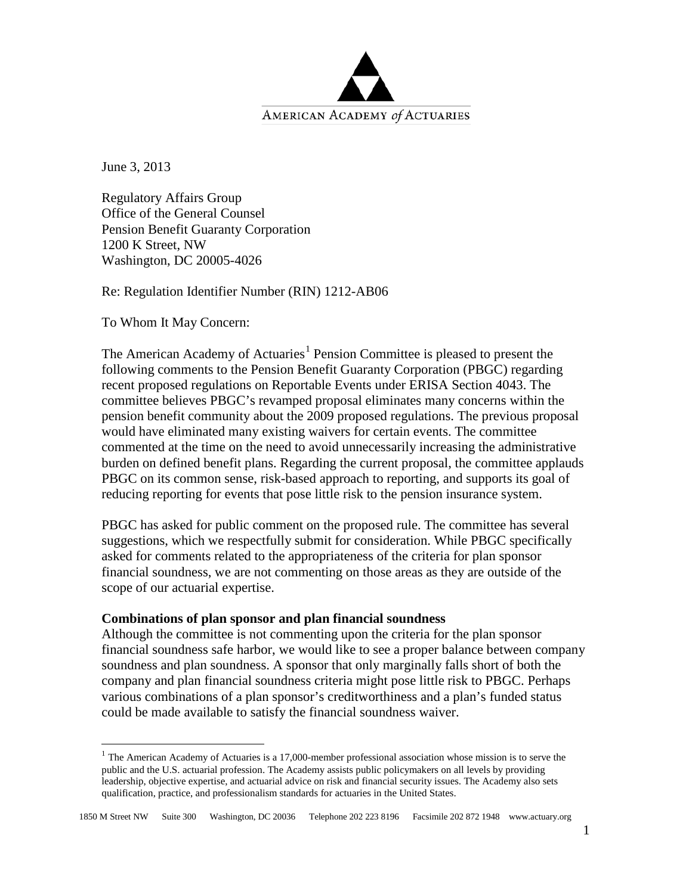AMERICAN ACADEMY *of* ACTUARIES

June 3, 2013

Regulatory Affairs Group
Office of the General Counsel
Pension Benefit Guaranty Corporation
1200 K Street, NW
Washington, DC 20005-4026

Re: Regulation Identifier Number (RIN) 1212-AB06

To Whom It May Concern:

The American Academy of Actuaries[1] Pension Committee is pleased to present the following comments to the Pension Benefit Guaranty Corporation (PBGC) regarding recent proposed regulations on Reportable Events under ERISA Section 4043. The committee believes PBGC's revamped proposal eliminates many concerns within the pension benefit community about the 2009 proposed regulations. The previous proposal would have eliminated many existing waivers for certain events. The committee commented at the time on the need to avoid unnecessarily increasing the administrative burden on defined benefit plans. Regarding the current proposal, the committee applauds PBGC on its common sense, risk-based approach to reporting, and supports its goal of reducing reporting for events that pose little risk to the pension insurance system.

PBGC has asked for public comment on the proposed rule. The committee has several suggestions, which we respectfully submit for consideration. While PBGC specifically asked for comments related to the appropriateness of the criteria for plan sponsor financial soundness, we are not commenting on those areas as they are outside of the scope of our actuarial expertise.

**Combinations of plan sponsor and plan financial soundness**

Although the committee is not commenting upon the criteria for the plan sponsor financial soundness safe harbor, we would like to see a proper balance between company soundness and plan soundness. A sponsor that only marginally falls short of both the company and plan financial soundness criteria might pose little risk to PBGC. Perhaps various combinations of a plan sponsor's creditworthiness and a plan's funded status could be made available to satisfy the financial soundness waiver.

[1] The American Academy of Actuaries is a 17,000-member professional association whose mission is to serve the public and the U.S. actuarial profession. The Academy assists public policymakers on all levels by providing leadership, objective expertise, and actuarial advice on risk and financial security issues. The Academy also sets qualification, practice, and professionalism standards for actuaries in the United States.

1850 M Street NW Suite 300 Washington, DC 20036 Telephone 202 223 8196 Facsimile 202 872 1948 www.actuary.org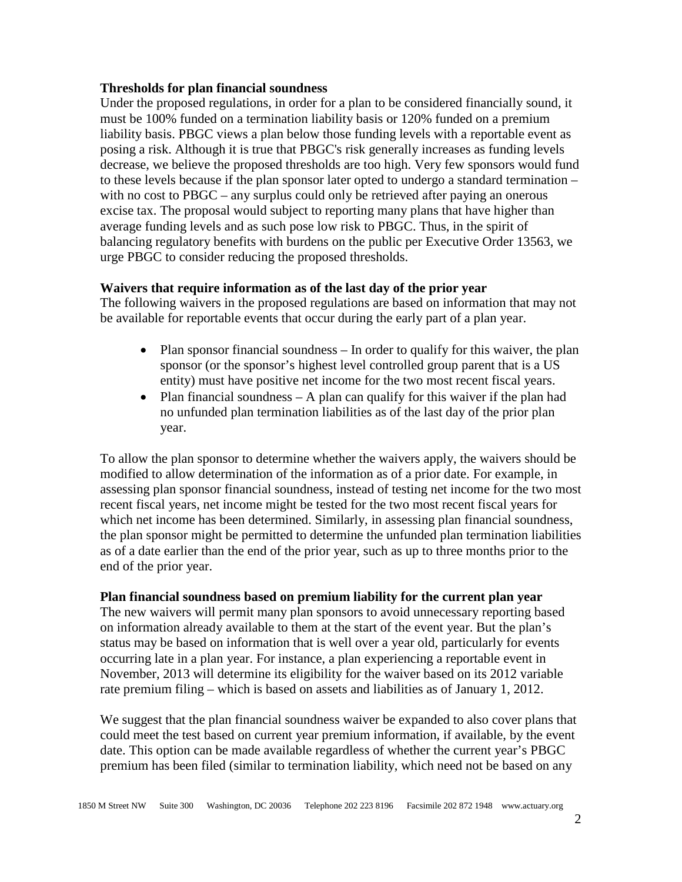**Thresholds for plan financial soundness**

Under the proposed regulations, in order for a plan to be considered financially sound, it must be 100% funded on a termination liability basis or 120% funded on a premium liability basis. PBGC views a plan below those funding levels with a reportable event as posing a risk. Although it is true that PBGC's risk generally increases as funding levels decrease, we believe the proposed thresholds are too high. Very few sponsors would fund to these levels because if the plan sponsor later opted to undergo a standard termination – with no cost to PBGC – any surplus could only be retrieved after paying an onerous excise tax. The proposal would subject to reporting many plans that have higher than average funding levels and as such pose low risk to PBGC. Thus, in the spirit of balancing regulatory benefits with burdens on the public per Executive Order 13563, we urge PBGC to consider reducing the proposed thresholds.

**Waivers that require information as of the last day of the prior year**

The following waivers in the proposed regulations are based on information that may not be available for reportable events that occur during the early part of a plan year.

- Plan sponsor financial soundness – In order to qualify for this waiver, the plan sponsor (or the sponsor's highest level controlled group parent that is a US entity) must have positive net income for the two most recent fiscal years.
- Plan financial soundness – A plan can qualify for this waiver if the plan had no unfunded plan termination liabilities as of the last day of the prior plan year.

To allow the plan sponsor to determine whether the waivers apply, the waivers should be modified to allow determination of the information as of a prior date. For example, in assessing plan sponsor financial soundness, instead of testing net income for the two most recent fiscal years, net income might be tested for the two most recent fiscal years for which net income has been determined. Similarly, in assessing plan financial soundness, the plan sponsor might be permitted to determine the unfunded plan termination liabilities as of a date earlier than the end of the prior year, such as up to three months prior to the end of the prior year.

**Plan financial soundness based on premium liability for the current plan year**

The new waivers will permit many plan sponsors to avoid unnecessary reporting based on information already available to them at the start of the event year. But the plan's status may be based on information that is well over a year old, particularly for events occurring late in a plan year. For instance, a plan experiencing a reportable event in November, 2013 will determine its eligibility for the waiver based on its 2012 variable rate premium filing – which is based on assets and liabilities as of January 1, 2012.

We suggest that the plan financial soundness waiver be expanded to also cover plans that could meet the test based on current year premium information, if available, by the event date. This option can be made available regardless of whether the current year's PBGC premium has been filed (similar to termination liability, which need not be based on any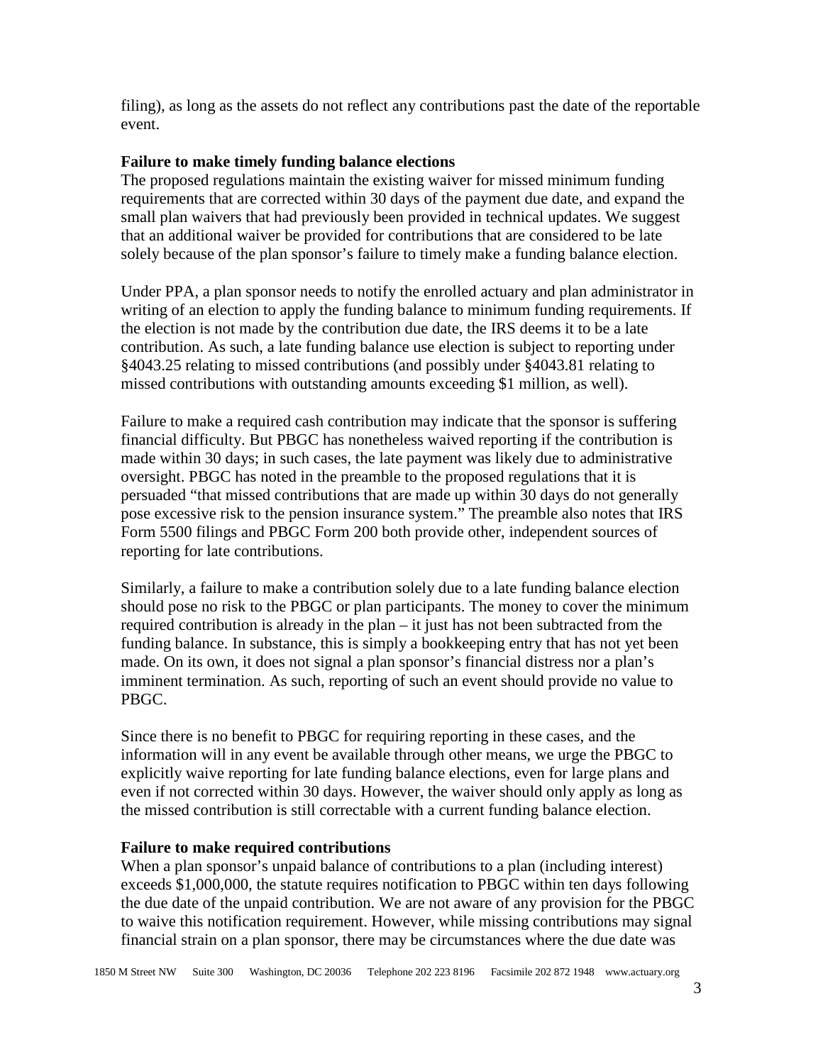filing), as long as the assets do not reflect any contributions past the date of the reportable event.

**Failure to make timely funding balance elections**

The proposed regulations maintain the existing waiver for missed minimum funding requirements that are corrected within 30 days of the payment due date, and expand the small plan waivers that had previously been provided in technical updates. We suggest that an additional waiver be provided for contributions that are considered to be late solely because of the plan sponsor's failure to timely make a funding balance election.

Under PPA, a plan sponsor needs to notify the enrolled actuary and plan administrator in writing of an election to apply the funding balance to minimum funding requirements. If the election is not made by the contribution due date, the IRS deems it to be a late contribution. As such, a late funding balance use election is subject to reporting under §4043.25 relating to missed contributions (and possibly under §4043.81 relating to missed contributions with outstanding amounts exceeding $1 million, as well).

Failure to make a required cash contribution may indicate that the sponsor is suffering financial difficulty. But PBGC has nonetheless waived reporting if the contribution is made within 30 days; in such cases, the late payment was likely due to administrative oversight. PBGC has noted in the preamble to the proposed regulations that it is persuaded "that missed contributions that are made up within 30 days do not generally pose excessive risk to the pension insurance system." The preamble also notes that IRS Form 5500 filings and PBGC Form 200 both provide other, independent sources of reporting for late contributions.

Similarly, a failure to make a contribution solely due to a late funding balance election should pose no risk to the PBGC or plan participants. The money to cover the minimum required contribution is already in the plan – it just has not been subtracted from the funding balance. In substance, this is simply a bookkeeping entry that has not yet been made. On its own, it does not signal a plan sponsor's financial distress nor a plan's imminent termination. As such, reporting of such an event should provide no value to PBGC.

Since there is no benefit to PBGC for requiring reporting in these cases, and the information will in any event be available through other means, we urge the PBGC to explicitly waive reporting for late funding balance elections, even for large plans and even if not corrected within 30 days. However, the waiver should only apply as long as the missed contribution is still correctable with a current funding balance election.

**Failure to make required contributions**

When a plan sponsor's unpaid balance of contributions to a plan (including interest) exceeds $1,000,000, the statute requires notification to PBGC within ten days following the due date of the unpaid contribution. We are not aware of any provision for the PBGC to waive this notification requirement. However, while missing contributions may signal financial strain on a plan sponsor, there may be circumstances where the due date was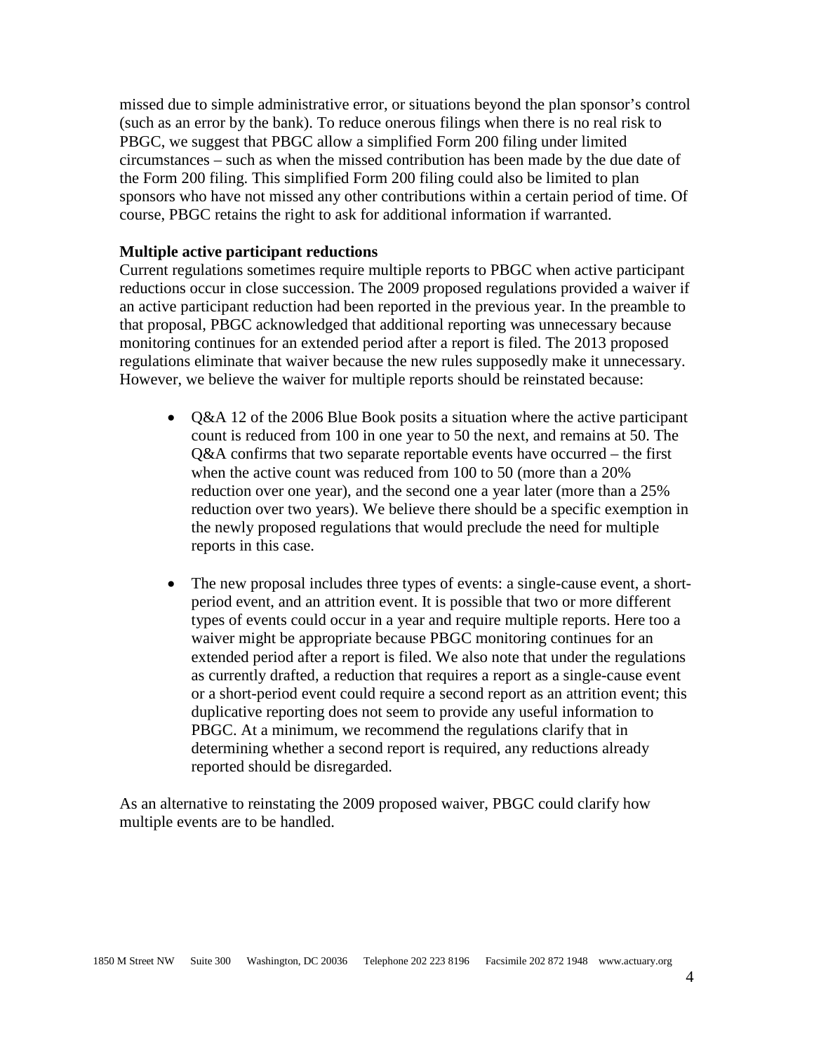missed due to simple administrative error, or situations beyond the plan sponsor's control (such as an error by the bank). To reduce onerous filings when there is no real risk to PBGC, we suggest that PBGC allow a simplified Form 200 filing under limited circumstances – such as when the missed contribution has been made by the due date of the Form 200 filing. This simplified Form 200 filing could also be limited to plan sponsors who have not missed any other contributions within a certain period of time. Of course, PBGC retains the right to ask for additional information if warranted.

**Multiple active participant reductions**

Current regulations sometimes require multiple reports to PBGC when active participant reductions occur in close succession. The 2009 proposed regulations provided a waiver if an active participant reduction had been reported in the previous year. In the preamble to that proposal, PBGC acknowledged that additional reporting was unnecessary because monitoring continues for an extended period after a report is filed. The 2013 proposed regulations eliminate that waiver because the new rules supposedly make it unnecessary. However, we believe the waiver for multiple reports should be reinstated because:

- Q&A 12 of the 2006 Blue Book posits a situation where the active participant count is reduced from 100 in one year to 50 the next, and remains at 50. The Q&A confirms that two separate reportable events have occurred – the first when the active count was reduced from 100 to 50 (more than a 20% reduction over one year), and the second one a year later (more than a 25% reduction over two years). We believe there should be a specific exemption in the newly proposed regulations that would preclude the need for multiple reports in this case.

- The new proposal includes three types of events: a single-cause event, a short-period event, and an attrition event. It is possible that two or more different types of events could occur in a year and require multiple reports. Here too a waiver might be appropriate because PBGC monitoring continues for an extended period after a report is filed. We also note that under the regulations as currently drafted, a reduction that requires a report as a single-cause event or a short-period event could require a second report as an attrition event; this duplicative reporting does not seem to provide any useful information to PBGC. At a minimum, we recommend the regulations clarify that in determining whether a second report is required, any reductions already reported should be disregarded.

As an alternative to reinstating the 2009 proposed waiver, PBGC could clarify how multiple events are to be handled.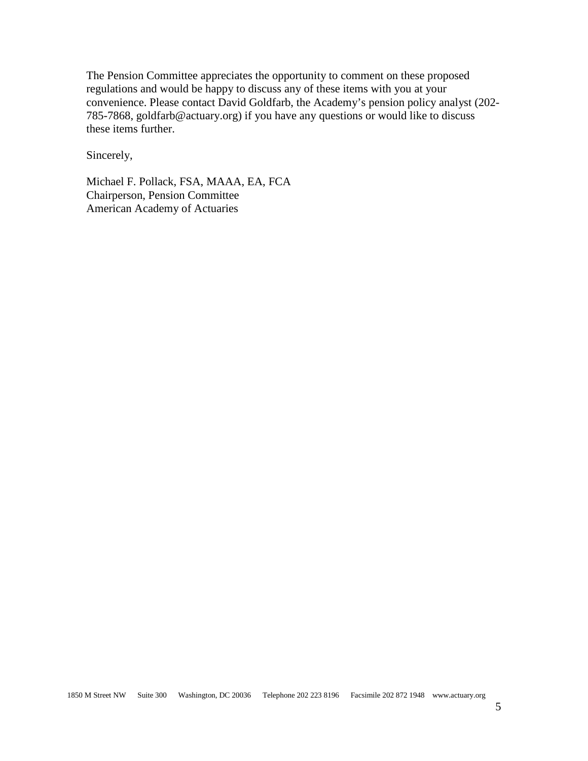The Pension Committee appreciates the opportunity to comment on these proposed regulations and would be happy to discuss any of these items with you at your convenience. Please contact David Goldfarb, the Academy's pension policy analyst (202-785-7868, goldfarb@actuary.org) if you have any questions or would like to discuss these items further.

Sincerely,

Michael F. Pollack, FSA, MAAA, EA, FCA  
Chairperson, Pension Committee  
American Academy of Actuaries